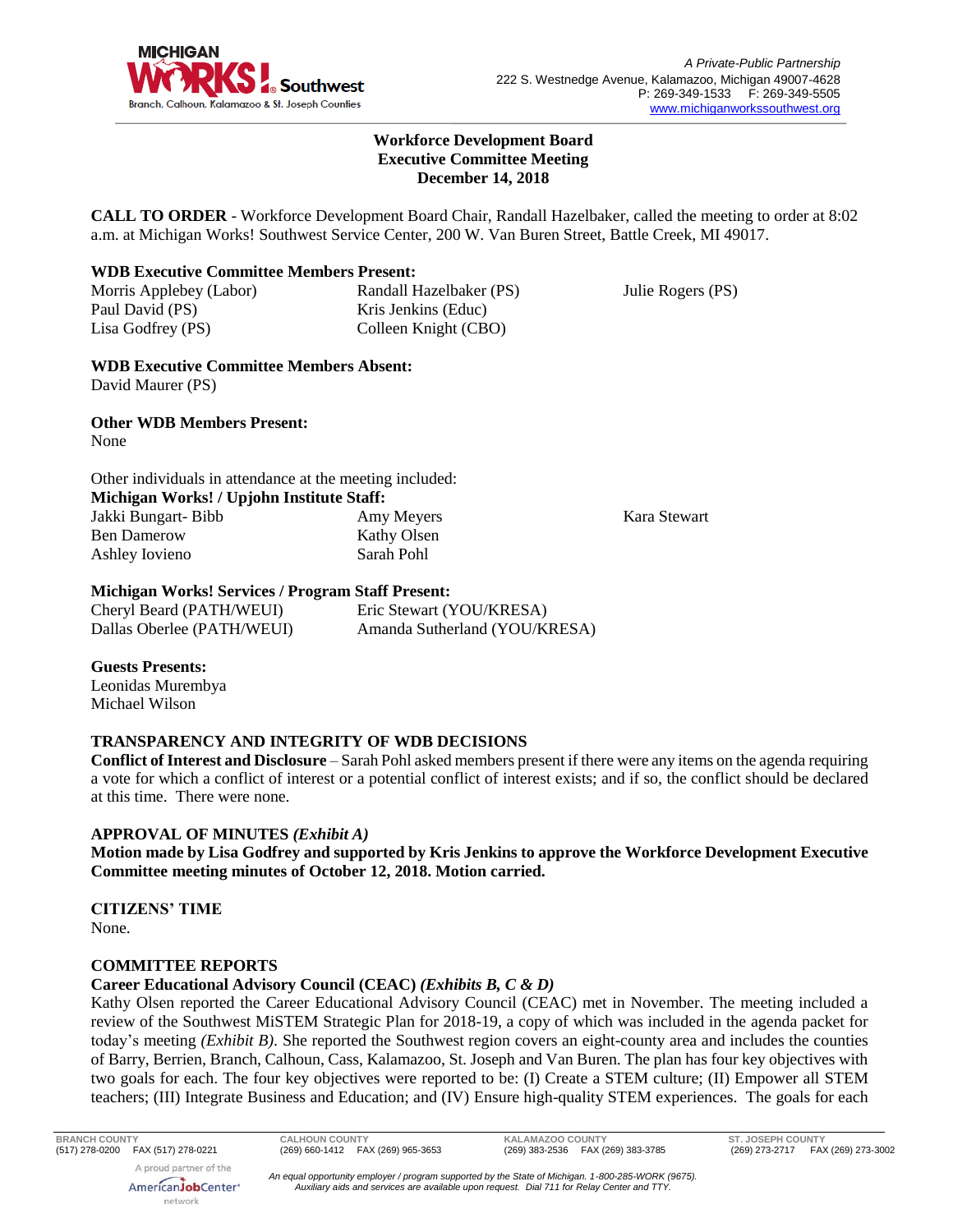**Workforce Development Board**
**Executive Committee Meeting**
**December 14, 2018**

**CALL TO ORDER** - Workforce Development Board Chair, Randall Hazelbaker, called the meeting to order at 8:02 a.m. at Michigan Works! Southwest Service Center, 200 W. Van Buren Street, Battle Creek, MI 49017.

**WDB Executive Committee Members Present:**

Morris Applebey (Labor)
Paul David (PS)
Lisa Godfrey (PS)
Randall Hazelbaker (PS)
Kris Jenkins (Educ)
Colleen Knight (CBO)
Julie Rogers (PS)

**WDB Executive Committee Members Absent:**

David Maurer (PS)

**Other WDB Members Present:**

None

Other individuals in attendance at the meeting included:

**Michigan Works! / Upjohn Institute Staff:**

Jakki Bungart- Bibb
Ben Damerow
Ashley Iovieno
Amy Meyers
Kathy Olsen
Sarah Pohl
Kara Stewart

**Michigan Works! Services / Program Staff Present:**

Cheryl Beard (PATH/WEUI)
Dallas Oberlee (PATH/WEUI)
Eric Stewart (YOU/KRESA)
Amanda Sutherland (YOU/KRESA)

**Guests Presents:**

Leonidas Murembya
Michael Wilson

**TRANSPARENCY AND INTEGRITY OF WDB DECISIONS**

**Conflict of Interest and Disclosure** – Sarah Pohl asked members present if there were any items on the agenda requiring a vote for which a conflict of interest or a potential conflict of interest exists; and if so, the conflict should be declared at this time. There were none.

**APPROVAL OF MINUTES** ***(Exhibit A)***

**Motion made by Lisa Godfrey and supported by Kris Jenkins to approve the Workforce Development Executive Committee meeting minutes of October 12, 2018. Motion carried.**

**CITIZENS' TIME**

None.

**COMMITTEE REPORTS**

**Career Educational Advisory Council (CEAC)** ***(Exhibits B, C & D)***

Kathy Olsen reported the Career Educational Advisory Council (CEAC) met in November. The meeting included a review of the Southwest MiSTEM Strategic Plan for 2018-19, a copy of which was included in the agenda packet for today's meeting *(Exhibit B)*. She reported the Southwest region covers an eight-county area and includes the counties of Barry, Berrien, Branch, Calhoun, Cass, Kalamazoo, St. Joseph and Van Buren. The plan has four key objectives with two goals for each. The four key objectives were reported to be: (I) Create a STEM culture; (II) Empower all STEM teachers; (III) Integrate Business and Education; and (IV) Ensure high-quality STEM experiences. The goals for each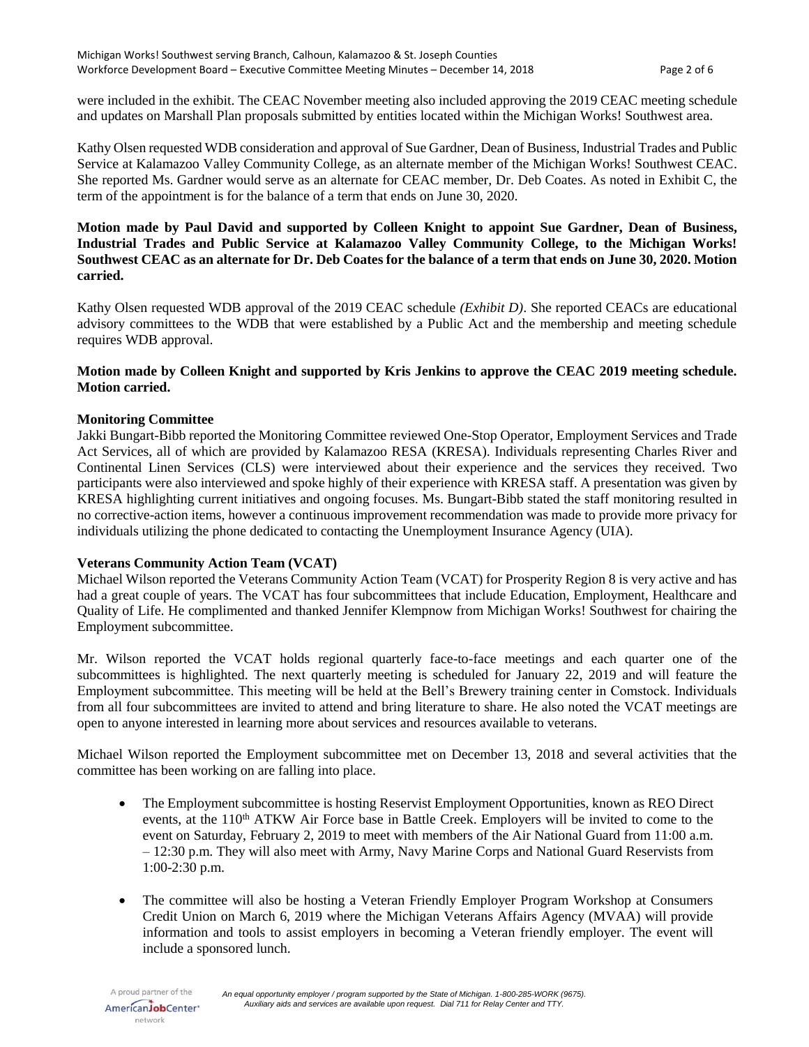were included in the exhibit. The CEAC November meeting also included approving the 2019 CEAC meeting schedule and updates on Marshall Plan proposals submitted by entities located within the Michigan Works! Southwest area.

Kathy Olsen requested WDB consideration and approval of Sue Gardner, Dean of Business, Industrial Trades and Public Service at Kalamazoo Valley Community College, as an alternate member of the Michigan Works! Southwest CEAC. She reported Ms. Gardner would serve as an alternate for CEAC member, Dr. Deb Coates. As noted in Exhibit C, the term of the appointment is for the balance of a term that ends on June 30, 2020.

**Motion made by Paul David and supported by Colleen Knight to appoint Sue Gardner, Dean of Business, Industrial Trades and Public Service at Kalamazoo Valley Community College, to the Michigan Works! Southwest CEAC as an alternate for Dr. Deb Coates for the balance of a term that ends on June 30, 2020. Motion carried.**

Kathy Olsen requested WDB approval of the 2019 CEAC schedule *(Exhibit D)*. She reported CEACs are educational advisory committees to the WDB that were established by a Public Act and the membership and meeting schedule requires WDB approval.

**Motion made by Colleen Knight and supported by Kris Jenkins to approve the CEAC 2019 meeting schedule. Motion carried.**

**Monitoring Committee**

Jakki Bungart-Bibb reported the Monitoring Committee reviewed One-Stop Operator, Employment Services and Trade Act Services, all of which are provided by Kalamazoo RESA (KRESA). Individuals representing Charles River and Continental Linen Services (CLS) were interviewed about their experience and the services they received. Two participants were also interviewed and spoke highly of their experience with KRESA staff. A presentation was given by KRESA highlighting current initiatives and ongoing focuses. Ms. Bungart-Bibb stated the staff monitoring resulted in no corrective-action items, however a continuous improvement recommendation was made to provide more privacy for individuals utilizing the phone dedicated to contacting the Unemployment Insurance Agency (UIA).

**Veterans Community Action Team (VCAT)**

Michael Wilson reported the Veterans Community Action Team (VCAT) for Prosperity Region 8 is very active and has had a great couple of years. The VCAT has four subcommittees that include Education, Employment, Healthcare and Quality of Life. He complimented and thanked Jennifer Klempnow from Michigan Works! Southwest for chairing the Employment subcommittee.

Mr. Wilson reported the VCAT holds regional quarterly face-to-face meetings and each quarter one of the subcommittees is highlighted. The next quarterly meeting is scheduled for January 22, 2019 and will feature the Employment subcommittee. This meeting will be held at the Bell's Brewery training center in Comstock. Individuals from all four subcommittees are invited to attend and bring literature to share. He also noted the VCAT meetings are open to anyone interested in learning more about services and resources available to veterans.

Michael Wilson reported the Employment subcommittee met on December 13, 2018 and several activities that the committee has been working on are falling into place.

- The Employment subcommittee is hosting Reservist Employment Opportunities, known as REO Direct events, at the 110th ATKW Air Force base in Battle Creek. Employers will be invited to come to the event on Saturday, February 2, 2019 to meet with members of the Air National Guard from 11:00 a.m. – 12:30 p.m. They will also meet with Army, Navy Marine Corps and National Guard Reservists from 1:00-2:30 p.m.
- The committee will also be hosting a Veteran Friendly Employer Program Workshop at Consumers Credit Union on March 6, 2019 where the Michigan Veterans Affairs Agency (MVAA) will provide information and tools to assist employers in becoming a Veteran friendly employer. The event will include a sponsored lunch.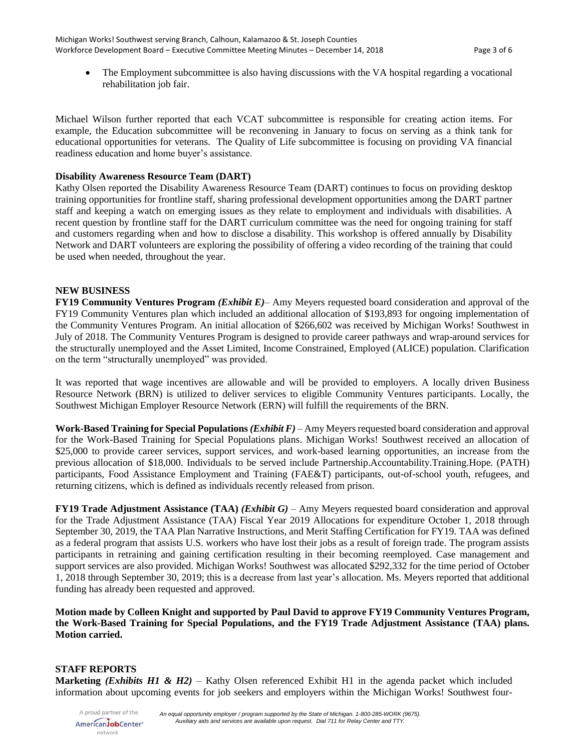- The Employment subcommittee is also having discussions with the VA hospital regarding a vocational rehabilitation job fair.

Michael Wilson further reported that each VCAT subcommittee is responsible for creating action items. For example, the Education subcommittee will be reconvening in January to focus on serving as a think tank for educational opportunities for veterans. The Quality of Life subcommittee is focusing on providing VA financial readiness education and home buyer's assistance.

**Disability Awareness Resource Team (DART)**
Kathy Olsen reported the Disability Awareness Resource Team (DART) continues to focus on providing desktop training opportunities for frontline staff, sharing professional development opportunities among the DART partner staff and keeping a watch on emerging issues as they relate to employment and individuals with disabilities. A recent question by frontline staff for the DART curriculum committee was the need for ongoing training for staff and customers regarding when and how to disclose a disability. This workshop is offered annually by Disability Network and DART volunteers are exploring the possibility of offering a video recording of the training that could be used when needed, throughout the year.

**NEW BUSINESS**
**FY19 Community Ventures Program *(Exhibit E)*** – Amy Meyers requested board consideration and approval of the FY19 Community Ventures plan which included an additional allocation of $193,893 for ongoing implementation of the Community Ventures Program. An initial allocation of $266,602 was received by Michigan Works! Southwest in July of 2018. The Community Ventures Program is designed to provide career pathways and wrap-around services for the structurally unemployed and the Asset Limited, Income Constrained, Employed (ALICE) population. Clarification on the term "structurally unemployed" was provided.

It was reported that wage incentives are allowable and will be provided to employers. A locally driven Business Resource Network (BRN) is utilized to deliver services to eligible Community Ventures participants. Locally, the Southwest Michigan Employer Resource Network (ERN) will fulfill the requirements of the BRN.

**Work-Based Training for Special Populations *(Exhibit F)*** – Amy Meyers requested board consideration and approval for the Work-Based Training for Special Populations plans. Michigan Works! Southwest received an allocation of $25,000 to provide career services, support services, and work-based learning opportunities, an increase from the previous allocation of $18,000. Individuals to be served include Partnership.Accountability.Training.Hope. (PATH) participants, Food Assistance Employment and Training (FAE&T) participants, out-of-school youth, refugees, and returning citizens, which is defined as individuals recently released from prison.

**FY19 Trade Adjustment Assistance (TAA) *(Exhibit G)*** – Amy Meyers requested board consideration and approval for the Trade Adjustment Assistance (TAA) Fiscal Year 2019 Allocations for expenditure October 1, 2018 through September 30, 2019, the TAA Plan Narrative Instructions, and Merit Staffing Certification for FY19. TAA was defined as a federal program that assists U.S. workers who have lost their jobs as a result of foreign trade. The program assists participants in retraining and gaining certification resulting in their becoming reemployed. Case management and support services are also provided. Michigan Works! Southwest was allocated $292,332 for the time period of October 1, 2018 through September 30, 2019; this is a decrease from last year's allocation. Ms. Meyers reported that additional funding has already been requested and approved.

**Motion made by Colleen Knight and supported by Paul David to approve FY19 Community Ventures Program, the Work-Based Training for Special Populations, and the FY19 Trade Adjustment Assistance (TAA) plans. Motion carried.**

**STAFF REPORTS**
**Marketing *(Exhibits H1 & H2)*** – Kathy Olsen referenced Exhibit H1 in the agenda packet which included information about upcoming events for job seekers and employers within the Michigan Works! Southwest four-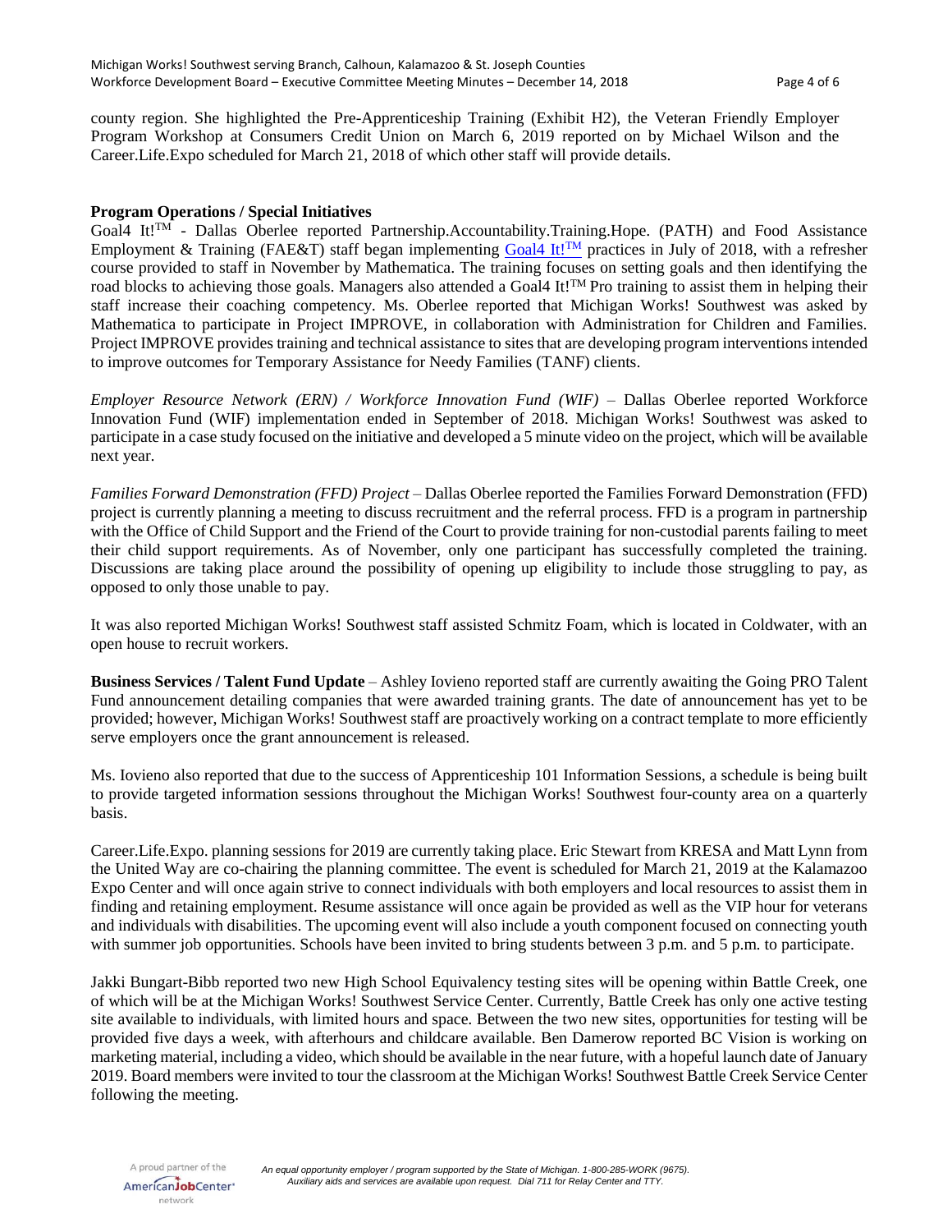county region. She highlighted the Pre-Apprenticeship Training (Exhibit H2), the Veteran Friendly Employer Program Workshop at Consumers Credit Union on March 6, 2019 reported on by Michael Wilson and the Career.Life.Expo scheduled for March 21, 2018 of which other staff will provide details.

**Program Operations / Special Initiatives**

Goal4 It!™ - Dallas Oberlee reported Partnership.Accountability.Training.Hope. (PATH) and Food Assistance Employment & Training (FAE&T) staff began implementing Goal4 It!™ practices in July of 2018, with a refresher course provided to staff in November by Mathematica. The training focuses on setting goals and then identifying the road blocks to achieving those goals. Managers also attended a Goal4 It!™ Pro training to assist them in helping their staff increase their coaching competency. Ms. Oberlee reported that Michigan Works! Southwest was asked by Mathematica to participate in Project IMPROVE, in collaboration with Administration for Children and Families. Project IMPROVE provides training and technical assistance to sites that are developing program interventions intended to improve outcomes for Temporary Assistance for Needy Families (TANF) clients.

*Employer Resource Network (ERN) / Workforce Innovation Fund (WIF)* – Dallas Oberlee reported Workforce Innovation Fund (WIF) implementation ended in September of 2018. Michigan Works! Southwest was asked to participate in a case study focused on the initiative and developed a 5 minute video on the project, which will be available next year.

*Families Forward Demonstration (FFD) Project* – Dallas Oberlee reported the Families Forward Demonstration (FFD) project is currently planning a meeting to discuss recruitment and the referral process. FFD is a program in partnership with the Office of Child Support and the Friend of the Court to provide training for non-custodial parents failing to meet their child support requirements. As of November, only one participant has successfully completed the training. Discussions are taking place around the possibility of opening up eligibility to include those struggling to pay, as opposed to only those unable to pay.

It was also reported Michigan Works! Southwest staff assisted Schmitz Foam, which is located in Coldwater, with an open house to recruit workers.

**Business Services / Talent Fund Update** – Ashley Iovieno reported staff are currently awaiting the Going PRO Talent Fund announcement detailing companies that were awarded training grants. The date of announcement has yet to be provided; however, Michigan Works! Southwest staff are proactively working on a contract template to more efficiently serve employers once the grant announcement is released.

Ms. Iovieno also reported that due to the success of Apprenticeship 101 Information Sessions, a schedule is being built to provide targeted information sessions throughout the Michigan Works! Southwest four-county area on a quarterly basis.

Career.Life.Expo. planning sessions for 2019 are currently taking place. Eric Stewart from KRESA and Matt Lynn from the United Way are co-chairing the planning committee. The event is scheduled for March 21, 2019 at the Kalamazoo Expo Center and will once again strive to connect individuals with both employers and local resources to assist them in finding and retaining employment. Resume assistance will once again be provided as well as the VIP hour for veterans and individuals with disabilities. The upcoming event will also include a youth component focused on connecting youth with summer job opportunities. Schools have been invited to bring students between 3 p.m. and 5 p.m. to participate.

Jakki Bungart-Bibb reported two new High School Equivalency testing sites will be opening within Battle Creek, one of which will be at the Michigan Works! Southwest Service Center. Currently, Battle Creek has only one active testing site available to individuals, with limited hours and space. Between the two new sites, opportunities for testing will be provided five days a week, with afterhours and childcare available. Ben Damerow reported BC Vision is working on marketing material, including a video, which should be available in the near future, with a hopeful launch date of January 2019. Board members were invited to tour the classroom at the Michigan Works! Southwest Battle Creek Service Center following the meeting.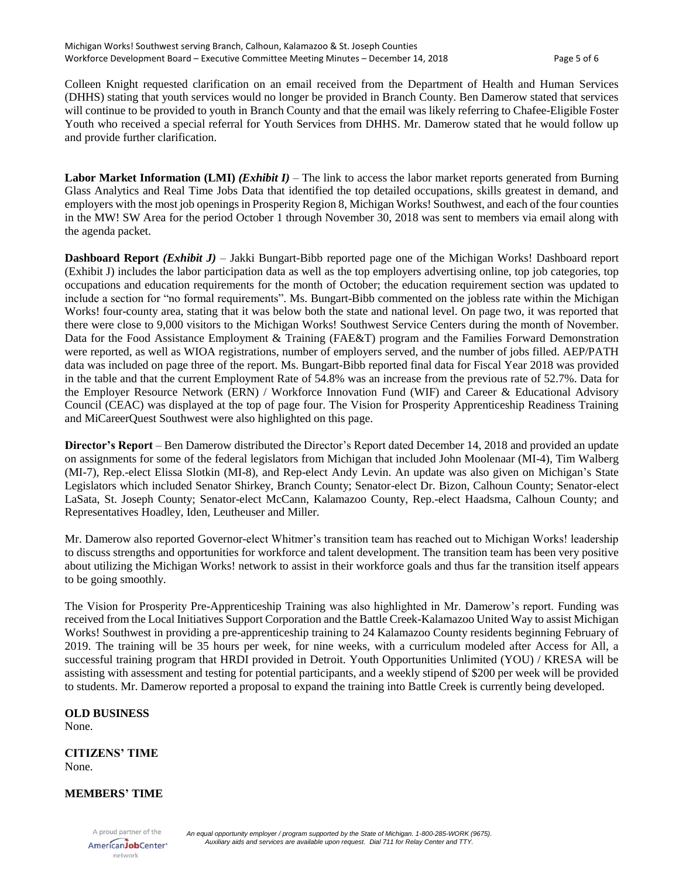Colleen Knight requested clarification on an email received from the Department of Health and Human Services (DHHS) stating that youth services would no longer be provided in Branch County. Ben Damerow stated that services will continue to be provided to youth in Branch County and that the email was likely referring to Chafee-Eligible Foster Youth who received a special referral for Youth Services from DHHS. Mr. Damerow stated that he would follow up and provide further clarification.

**Labor Market Information (LMI)** ***(Exhibit I)*** – The link to access the labor market reports generated from Burning Glass Analytics and Real Time Jobs Data that identified the top detailed occupations, skills greatest in demand, and employers with the most job openings in Prosperity Region 8, Michigan Works! Southwest, and each of the four counties in the MW! SW Area for the period October 1 through November 30, 2018 was sent to members via email along with the agenda packet.

**Dashboard Report** ***(Exhibit J)*** – Jakki Bungart-Bibb reported page one of the Michigan Works! Dashboard report (Exhibit J) includes the labor participation data as well as the top employers advertising online, top job categories, top occupations and education requirements for the month of October; the education requirement section was updated to include a section for "no formal requirements". Ms. Bungart-Bibb commented on the jobless rate within the Michigan Works! four-county area, stating that it was below both the state and national level. On page two, it was reported that there were close to 9,000 visitors to the Michigan Works! Southwest Service Centers during the month of November. Data for the Food Assistance Employment & Training (FAE&T) program and the Families Forward Demonstration were reported, as well as WIOA registrations, number of employers served, and the number of jobs filled. AEP/PATH data was included on page three of the report. Ms. Bungart-Bibb reported final data for Fiscal Year 2018 was provided in the table and that the current Employment Rate of 54.8% was an increase from the previous rate of 52.7%. Data for the Employer Resource Network (ERN) / Workforce Innovation Fund (WIF) and Career & Educational Advisory Council (CEAC) was displayed at the top of page four. The Vision for Prosperity Apprenticeship Readiness Training and MiCareerQuest Southwest were also highlighted on this page.

**Director's Report** – Ben Damerow distributed the Director's Report dated December 14, 2018 and provided an update on assignments for some of the federal legislators from Michigan that included John Moolenaar (MI-4), Tim Walberg (MI-7), Rep.-elect Elissa Slotkin (MI-8), and Rep-elect Andy Levin. An update was also given on Michigan's State Legislators which included Senator Shirkey, Branch County; Senator-elect Dr. Bizon, Calhoun County; Senator-elect LaSata, St. Joseph County; Senator-elect McCann, Kalamazoo County, Rep.-elect Haadsma, Calhoun County; and Representatives Hoadley, Iden, Leutheuser and Miller.

Mr. Damerow also reported Governor-elect Whitmer's transition team has reached out to Michigan Works! leadership to discuss strengths and opportunities for workforce and talent development. The transition team has been very positive about utilizing the Michigan Works! network to assist in their workforce goals and thus far the transition itself appears to be going smoothly.

The Vision for Prosperity Pre-Apprenticeship Training was also highlighted in Mr. Damerow's report. Funding was received from the Local Initiatives Support Corporation and the Battle Creek-Kalamazoo United Way to assist Michigan Works! Southwest in providing a pre-apprenticeship training to 24 Kalamazoo County residents beginning February of 2019. The training will be 35 hours per week, for nine weeks, with a curriculum modeled after Access for All, a successful training program that HRDI provided in Detroit. Youth Opportunities Unlimited (YOU) / KRESA will be assisting with assessment and testing for potential participants, and a weekly stipend of $200 per week will be provided to students. Mr. Damerow reported a proposal to expand the training into Battle Creek is currently being developed.

**OLD BUSINESS**
None.

**CITIZENS' TIME**
None.

**MEMBERS' TIME**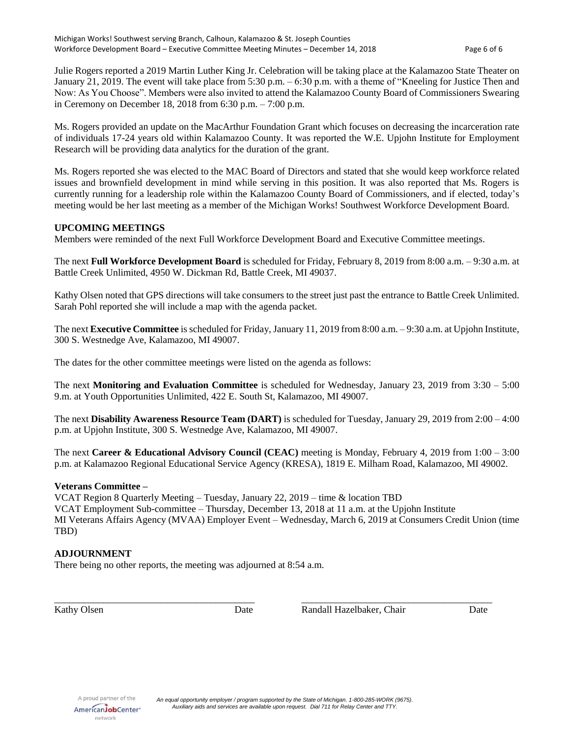Julie Rogers reported a 2019 Martin Luther King Jr. Celebration will be taking place at the Kalamazoo State Theater on January 21, 2019. The event will take place from 5:30 p.m. – 6:30 p.m. with a theme of "Kneeling for Justice Then and Now: As You Choose". Members were also invited to attend the Kalamazoo County Board of Commissioners Swearing in Ceremony on December 18, 2018 from 6:30 p.m. – 7:00 p.m.

Ms. Rogers provided an update on the MacArthur Foundation Grant which focuses on decreasing the incarceration rate of individuals 17-24 years old within Kalamazoo County. It was reported the W.E. Upjohn Institute for Employment Research will be providing data analytics for the duration of the grant.

Ms. Rogers reported she was elected to the MAC Board of Directors and stated that she would keep workforce related issues and brownfield development in mind while serving in this position. It was also reported that Ms. Rogers is currently running for a leadership role within the Kalamazoo County Board of Commissioners, and if elected, today's meeting would be her last meeting as a member of the Michigan Works! Southwest Workforce Development Board.

## UPCOMING MEETINGS

Members were reminded of the next Full Workforce Development Board and Executive Committee meetings.

The next **Full Workforce Development Board** is scheduled for Friday, February 8, 2019 from 8:00 a.m. – 9:30 a.m. at Battle Creek Unlimited, 4950 W. Dickman Rd, Battle Creek, MI 49037.

Kathy Olsen noted that GPS directions will take consumers to the street just past the entrance to Battle Creek Unlimited. Sarah Pohl reported she will include a map with the agenda packet.

The next **Executive Committee** is scheduled for Friday, January 11, 2019 from 8:00 a.m. – 9:30 a.m. at Upjohn Institute, 300 S. Westnedge Ave, Kalamazoo, MI 49007.

The dates for the other committee meetings were listed on the agenda as follows:

The next **Monitoring and Evaluation Committee** is scheduled for Wednesday, January 23, 2019 from 3:30 – 5:00 9.m. at Youth Opportunities Unlimited, 422 E. South St, Kalamazoo, MI 49007.

The next **Disability Awareness Resource Team (DART)** is scheduled for Tuesday, January 29, 2019 from 2:00 – 4:00 p.m. at Upjohn Institute, 300 S. Westnedge Ave, Kalamazoo, MI 49007.

The next **Career & Educational Advisory Council (CEAC)** meeting is Monday, February 4, 2019 from 1:00 – 3:00 p.m. at Kalamazoo Regional Educational Service Agency (KRESA), 1819 E. Milham Road, Kalamazoo, MI 49002.

**Veterans Committee –**

VCAT Region 8 Quarterly Meeting – Tuesday, January 22, 2019 – time & location TBD
VCAT Employment Sub-committee – Thursday, December 13, 2018 at 11 a.m. at the Upjohn Institute
MI Veterans Affairs Agency (MVAA) Employer Event – Wednesday, March 6, 2019 at Consumers Credit Union (time TBD)

## ADJOURNMENT

There being no other reports, the meeting was adjourned at 8:54 a.m.

\_\_\_\_\_\_\_\_\_\_\_\_\_\_\_\_\_\_\_\_\_\_\_\_\_\_\_\_\_\_\_\_\_\_\_\_\_\_\_\_ \_\_\_\_\_\_\_\_\_\_\_\_\_\_\_\_\_\_\_\_\_\_\_\_\_\_\_\_\_\_\_\_\_\_\_\_\_\_\_\_

Kathy Olsen Date Randall Hazelbaker, Chair Date

A proud partner of the AmericanJobCenter network

*An equal opportunity employer / program supported by the State of Michigan. 1-800-285-WORK (9675). Auxiliary aids and services are available upon request. Dial 711 for Relay Center and TTY.*